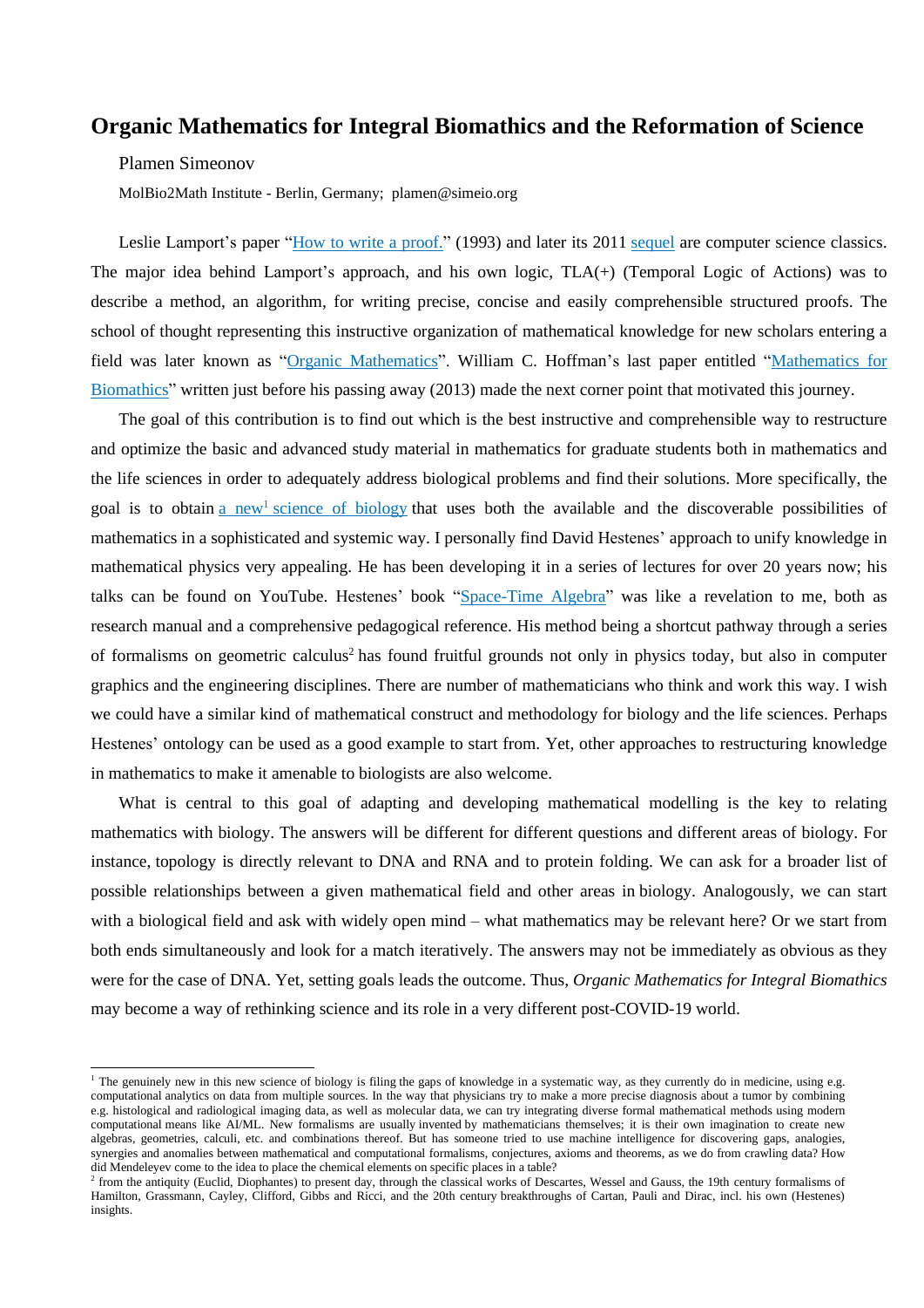# Organic Mathematics for Integral Biomathics and the Reformation of Science

Plamen Simeonov

MolBio2Math Institute - Berlin, Germany; plamen@simeio.org

Leslie Lamport's paper "How to write a proof." (1993) and later its 2011 sequel are computer science classics. The major idea behind Lamport's approach, and his own logic, TLA(+) (Temporal Logic of Actions) was to describe a method, an algorithm, for writing precise, concise and easily comprehensible structured proofs. The school of thought representing this instructive organization of mathematical knowledge for new scholars entering a field was later known as "Organic Mathematics". William C. Hoffman's last paper entitled "Mathematics for Biomathics" written just before his passing away (2013) made the next corner point that motivated this journey.

The goal of this contribution is to find out which is the best instructive and comprehensible way to restructure and optimize the basic and advanced study material in mathematics for graduate students both in mathematics and the life sciences in order to adequately address biological problems and find their solutions. More specifically, the goal is to obtain a new[1] science of biology that uses both the available and the discoverable possibilities of mathematics in a sophisticated and systemic way. I personally find David Hestenes' approach to unify knowledge in mathematical physics very appealing. He has been developing it in a series of lectures for over 20 years now; his talks can be found on YouTube. Hestenes' book "Space-Time Algebra" was like a revelation to me, both as research manual and a comprehensive pedagogical reference. His method being a shortcut pathway through a series of formalisms on geometric calculus[2] has found fruitful grounds not only in physics today, but also in computer graphics and the engineering disciplines. There are number of mathematicians who think and work this way. I wish we could have a similar kind of mathematical construct and methodology for biology and the life sciences. Perhaps Hestenes' ontology can be used as a good example to start from. Yet, other approaches to restructuring knowledge in mathematics to make it amenable to biologists are also welcome.

What is central to this goal of adapting and developing mathematical modelling is the key to relating mathematics with biology. The answers will be different for different questions and different areas of biology. For instance, topology is directly relevant to DNA and RNA and to protein folding. We can ask for a broader list of possible relationships between a given mathematical field and other areas in biology. Analogously, we can start with a biological field and ask with widely open mind – what mathematics may be relevant here? Or we start from both ends simultaneously and look for a match iteratively. The answers may not be immediately as obvious as they were for the case of DNA. Yet, setting goals leads the outcome. Thus, *Organic Mathematics for Integral Biomathics* may become a way of rethinking science and its role in a very different post-COVID-19 world.

---

[1] The genuinely new in this new science of biology is filing the gaps of knowledge in a systematic way, as they currently do in medicine, using e.g. computational analytics on data from multiple sources. In the way that physicians try to make a more precise diagnosis about a tumor by combining e.g. histological and radiological imaging data, as well as molecular data, we can try integrating diverse formal mathematical methods using modern computational means like AI/ML. New formalisms are usually invented by mathematicians themselves; it is their own imagination to create new algebras, geometries, calculi, etc. and combinations thereof. But has someone tried to use machine intelligence for discovering gaps, analogies, synergies and anomalies between mathematical and computational formalisms, conjectures, axioms and theorems, as we do from crawling data? How did Mendeleyev come to the idea to place the chemical elements on specific places in a table?

[2] from the antiquity (Euclid, Diophantes) to present day, through the classical works of Descartes, Wessel and Gauss, the 19th century formalisms of Hamilton, Grassmann, Cayley, Clifford, Gibbs and Ricci, and the 20th century breakthroughs of Cartan, Pauli and Dirac, incl. his own (Hestenes) insights.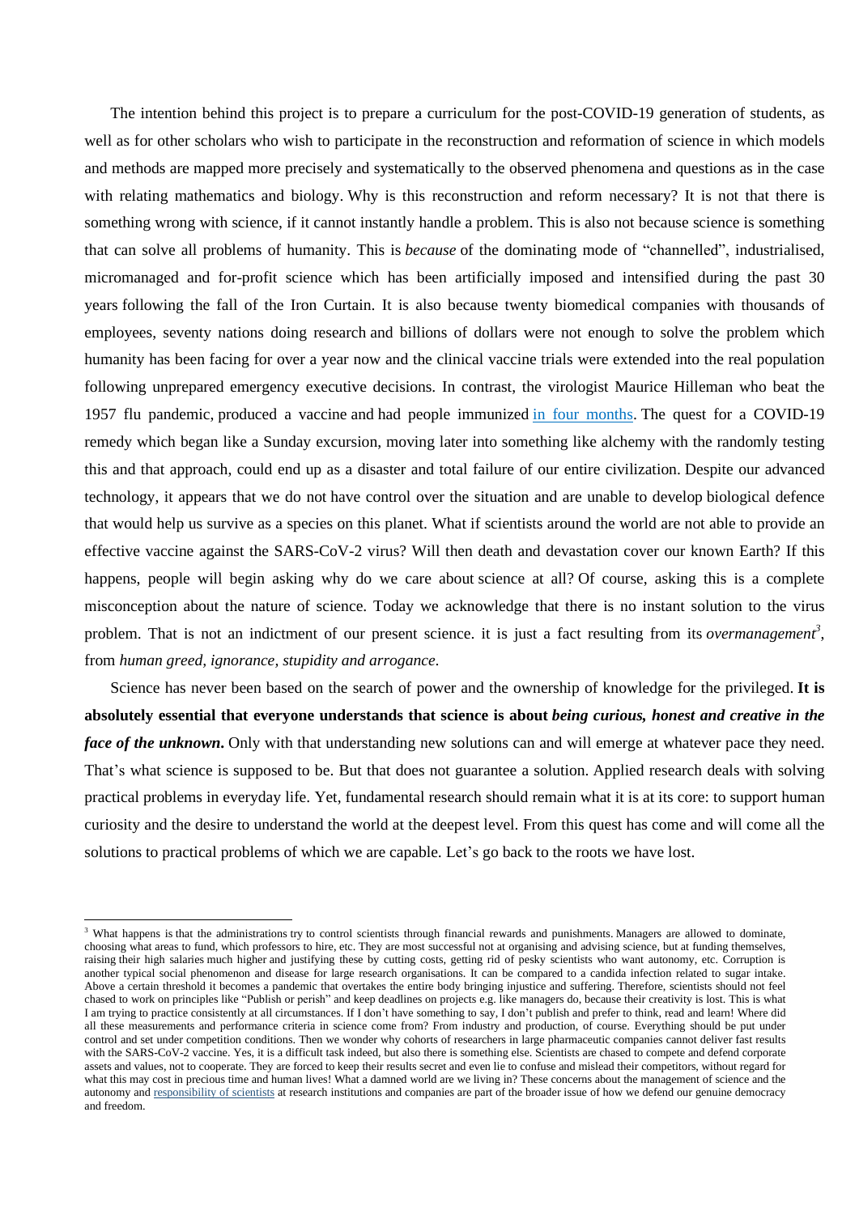The intention behind this project is to prepare a curriculum for the post-COVID-19 generation of students, as well as for other scholars who wish to participate in the reconstruction and reformation of science in which models and methods are mapped more precisely and systematically to the observed phenomena and questions as in the case with relating mathematics and biology. Why is this reconstruction and reform necessary? It is not that there is something wrong with science, if it cannot instantly handle a problem. This is also not because science is something that can solve all problems of humanity. This is *because* of the dominating mode of "channelled", industrialised, micromanaged and for-profit science which has been artificially imposed and intensified during the past 30 years following the fall of the Iron Curtain. It is also because twenty biomedical companies with thousands of employees, seventy nations doing research and billions of dollars were not enough to solve the problem which humanity has been facing for over a year now and the clinical vaccine trials were extended into the real population following unprepared emergency executive decisions. In contrast, the virologist Maurice Hilleman who beat the 1957 flu pandemic, produced a vaccine and had people immunized in four months. The quest for a COVID-19 remedy which began like a Sunday excursion, moving later into something like alchemy with the randomly testing this and that approach, could end up as a disaster and total failure of our entire civilization. Despite our advanced technology, it appears that we do not have control over the situation and are unable to develop biological defence that would help us survive as a species on this planet. What if scientists around the world are not able to provide an effective vaccine against the SARS-CoV-2 virus? Will then death and devastation cover our known Earth? If this happens, people will begin asking why do we care about science at all? Of course, asking this is a complete misconception about the nature of science. Today we acknowledge that there is no instant solution to the virus problem. That is not an indictment of our present science. it is just a fact resulting from its *overmanagement*[3], from *human greed, ignorance, stupidity and arrogance*.

Science has never been based on the search of power and the ownership of knowledge for the privileged. **It is absolutely essential that everyone understands that science is about *being curious, honest and creative in the face of the unknown*.** Only with that understanding new solutions can and will emerge at whatever pace they need. That's what science is supposed to be. But that does not guarantee a solution. Applied research deals with solving practical problems in everyday life. Yet, fundamental research should remain what it is at its core: to support human curiosity and the desire to understand the world at the deepest level. From this quest has come and will come all the solutions to practical problems of which we are capable. Let's go back to the roots we have lost.

---

[3] What happens is that the administrations try to control scientists through financial rewards and punishments. Managers are allowed to dominate, choosing what areas to fund, which professors to hire, etc. They are most successful not at organising and advising science, but at funding themselves, raising their high salaries much higher and justifying these by cutting costs, getting rid of pesky scientists who want autonomy, etc. Corruption is another typical social phenomenon and disease for large research organisations. It can be compared to a candida infection related to sugar intake. Above a certain threshold it becomes a pandemic that overtakes the entire body bringing injustice and suffering. Therefore, scientists should not feel chased to work on principles like "Publish or perish" and keep deadlines on projects e.g. like managers do, because their creativity is lost. This is what I am trying to practice consistently at all circumstances. If I don't have something to say, I don't publish and prefer to think, read and learn! Where did all these measurements and performance criteria in science come from? From industry and production, of course. Everything should be put under control and set under competition conditions. Then we wonder why cohorts of researchers in large pharmaceutic companies cannot deliver fast results with the SARS-CoV-2 vaccine. Yes, it is a difficult task indeed, but also there is something else. Scientists are chased to compete and defend corporate assets and values, not to cooperate. They are forced to keep their results secret and even lie to confuse and mislead their competitors, without regard for what this may cost in precious time and human lives! What a damned world are we living in? These concerns about the management of science and the autonomy and responsibility of scientists at research institutions and companies are part of the broader issue of how we defend our genuine democracy and freedom.